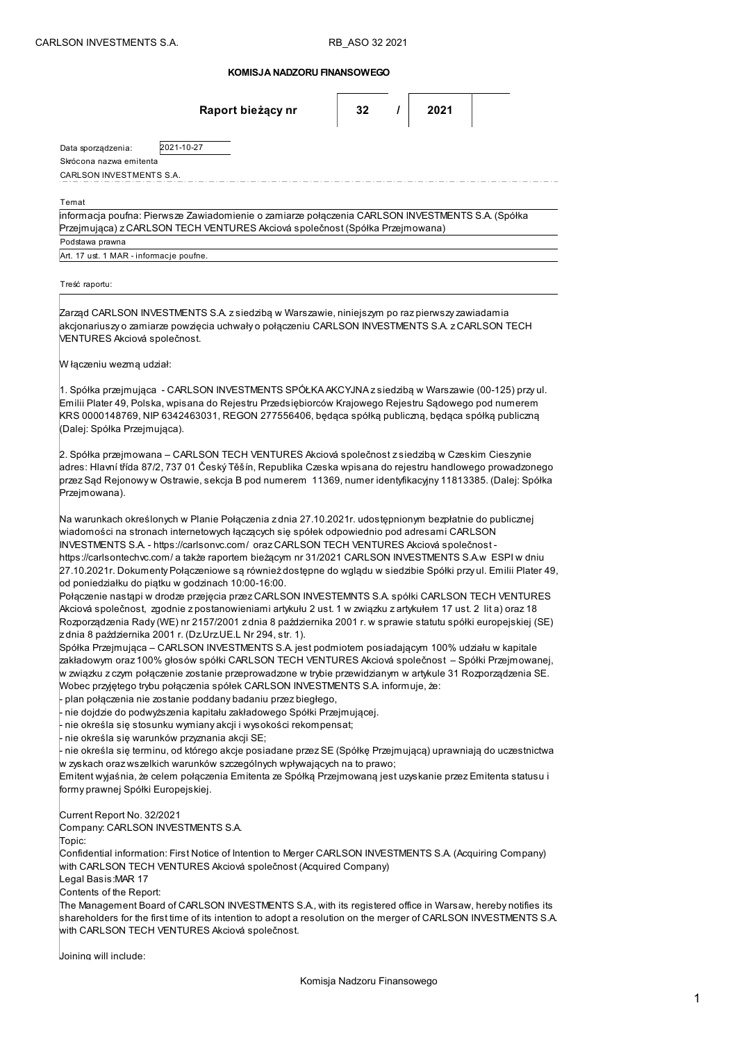**KOMISJA NADZORU FINANSOWEGO**

| Raport bieżący nr | 32 | / | 2021 |
|---|---|---|---|

Data sporządzenia: 2021-10-27

Skrócona nazwa emitenta

CARLSON INVESTMENTS S.A.

Temat

informacja poufna: Pierwsze Zawiadomienie o zamiarze połączenia CARLSON INVESTMENTS S.A. (Spółka Przejmująca) z CARLSON TECH VENTURES Akciová společnost (Spółka Przejmowana)

Podstawa prawna

Art. 17 ust. 1 MAR - informacje poufne.

Treść raportu:

Zarząd CARLSON INVESTMENTS S.A. z siedzibą w Warszawie, niniejszym po raz pierwszy zawiadamia akcjonariuszy o zamiarze powzięcia uchwały o połączeniu CARLSON INVESTMENTS S.A. z CARLSON TECH VENTURES Akciová společnost.

W łączeniu wezmą udział:

1. Spółka przejmująca - CARLSON INVESTMENTS SPÓŁKA AKCYJNA z siedzibą w Warszawie (00-125) przy ul. Emilii Plater 49, Polska, wpisana do Rejestru Przedsiębiorców Krajowego Rejestru Sądowego pod numerem KRS 0000148769, NIP 6342463031, REGON 277556406, będąca spółką publiczną, będąca spółką publiczną (Dalej: Spółka Przejmująca).

2. Spółka przejmowana – CARLSON TECH VENTURES Akciová společnost z siedzibą w Czeskim Cieszynie adres: Hlavní třída 87/2, 737 01 Český Těšín, Republika Czeska wpisana do rejestru handlowego prowadzonego przez Sąd Rejonowy w Ostrawie, sekcja B pod numerem 11369, numer identyfikacyjny 11813385. (Dalej: Spółka Przejmowana).

Na warunkach określonych w Planie Połączenia z dnia 27.10.2021r. udostępnionym bezpłatnie do publicznej wiadomości na stronach internetowych łączących się spółek odpowiednio pod adresami CARLSON INVESTMENTS S.A. - https://carlsonvc.com/ oraz CARLSON TECH VENTURES Akciová společnost - https://carlsontechvc.com/ a także raportem bieżącym nr 31/2021 CARLSON INVESTMENTS S.A.w ESPI w dniu 27.10.2021r. Dokumenty Połączeniowe są również dostępne do wglądu w siedzibie Spółki przy ul. Emilii Plater 49, od poniedziałku do piątku w godzinach 10:00-16:00.

Połączenie nastąpi w drodze przejęcia przez CARLSON INVESTEMNTS S.A. spółki CARLSON TECH VENTURES Akciová společnost, zgodnie z postanowieniami artykułu 2 ust. 1 w związku z artykułem 17 ust. 2 lit a) oraz 18 Rozporządzenia Rady (WE) nr 2157/2001 z dnia 8 października 2001 r. w sprawie statutu spółki europejskiej (SE) z dnia 8 października 2001 r. (Dz.Urz.UE.L Nr 294, str. 1).

Spółka Przejmująca – CARLSON INVESTMENTS S.A. jest podmiotem posiadającym 100% udziału w kapitale zakładowym oraz 100% głosów spółki CARLSON TECH VENTURES Akciová společnost – Spółki Przejmowanej, w związku z czym połączenie zostanie przeprowadzone w trybie przewidzianym w artykule 31 Rozporządzenia SE. Wobec przyjętego trybu połączenia spółek CARLSON INVESTMENTS S.A. informuje, że:

- plan połączenia nie zostanie poddany badaniu przez biegłego,
- nie dojdzie do podwyższenia kapitału zakładowego Spółki Przejmującej.
- nie określa się stosunku wymiany akcji i wysokości rekompensat;
- nie określa się warunków przyznania akcji SE;
- nie określa się terminu, od którego akcje posiadane przez SE (Spółkę Przejmującą) uprawniają do uczestnictwa w zyskach oraz wszelkich warunków szczególnych wpływających na to prawo;

Emitent wyjaśnia, że celem połączenia Emitenta ze Spółką Przejmowaną jest uzyskanie przez Emitenta statusu i formy prawnej Spółki Europejskiej.

Current Report No. 32/2021

Company: CARLSON INVESTMENTS S.A.

Topic:

Confidential information: First Notice of Intention to Merger CARLSON INVESTMENTS S.A. (Acquiring Company) with CARLSON TECH VENTURES Akciová společnost (Acquired Company)

Legal Basis:MAR 17

Contents of the Report:

The Management Board of CARLSON INVESTMENTS S.A., with its registered office in Warsaw, hereby notifies its shareholders for the first time of its intention to adopt a resolution on the merger of CARLSON INVESTMENTS S.A. with CARLSON TECH VENTURES Akciová společnost.

Joining will include: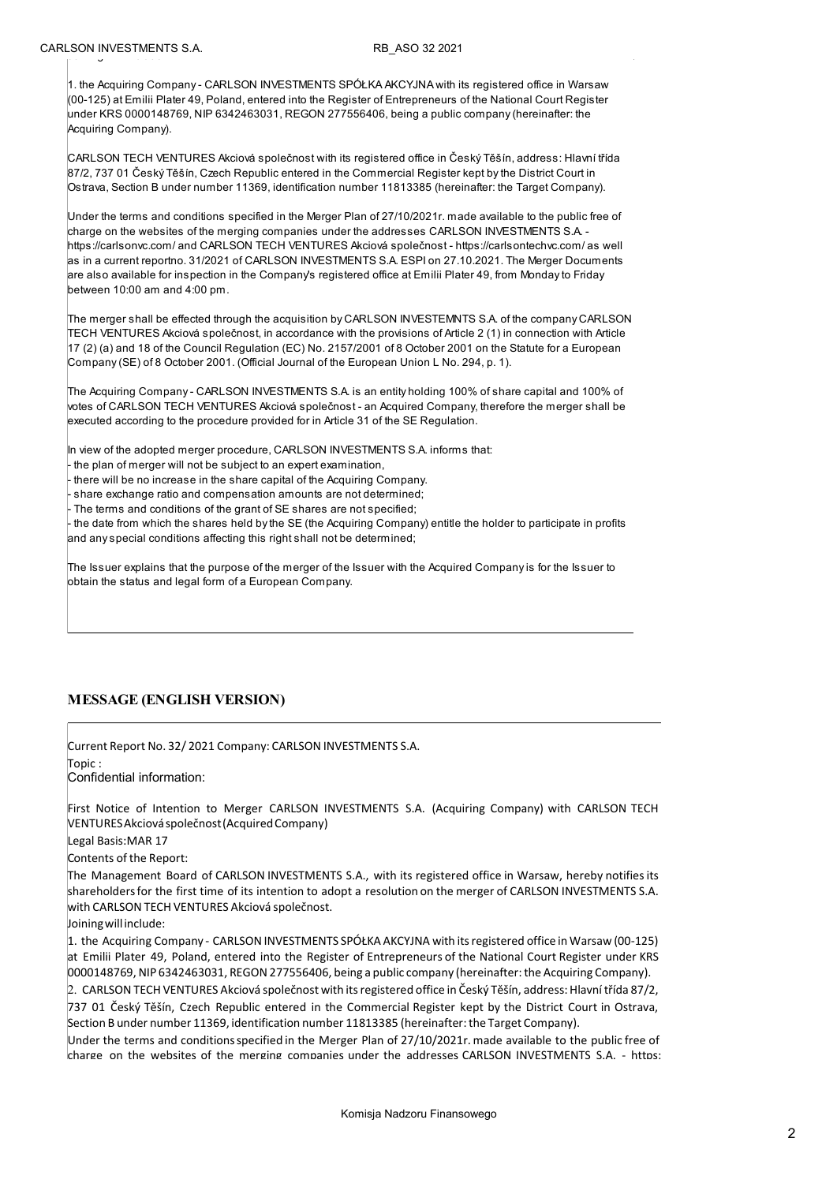1. the Acquiring Company - CARLSON INVESTMENTS SPÓŁKA AKCYJNA with its registered office in Warsaw (00-125) at Emilii Plater 49, Poland, entered into the Register of Entrepreneurs of the National Court Register under KRS 0000148769, NIP 6342463031, REGON 277556406, being a public company (hereinafter: the Acquiring Company).

CARLSON TECH VENTURES Akciová společnost with its registered office in Český Těšín, address: Hlavní třída 87/2, 737 01 Český Těšín, Czech Republic entered in the Commercial Register kept by the District Court in Ostrava, Section B under number 11369, identification number 11813385 (hereinafter: the Target Company).

Under the terms and conditions specified in the Merger Plan of 27/10/2021r. made available to the public free of charge on the websites of the merging companies under the addresses CARLSON INVESTMENTS S.A. - https://carlsonvc.com/ and CARLSON TECH VENTURES Akciová společnost - https://carlsontechvc.com/ as well as in a current reportno. 31/2021 of CARLSON INVESTMENTS S.A. ESPI on 27.10.2021. The Merger Documents are also available for inspection in the Company's registered office at Emilii Plater 49, from Monday to Friday between 10:00 am and 4:00 pm.

The merger shall be effected through the acquisition by CARLSON INVESTEMNTS S.A. of the company CARLSON TECH VENTURES Akciová společnost, in accordance with the provisions of Article 2 (1) in connection with Article 17 (2) (a) and 18 of the Council Regulation (EC) No. 2157/2001 of 8 October 2001 on the Statute for a European Company (SE) of 8 October 2001. (Official Journal of the European Union L No. 294, p. 1).

The Acquiring Company - CARLSON INVESTMENTS S.A. is an entity holding 100% of share capital and 100% of votes of CARLSON TECH VENTURES Akciová společnost - an Acquired Company, therefore the merger shall be executed according to the procedure provided for in Article 31 of the SE Regulation.

In view of the adopted merger procedure, CARLSON INVESTMENTS S.A. informs that:
- the plan of merger will not be subject to an expert examination,
- there will be no increase in the share capital of the Acquiring Company.
- share exchange ratio and compensation amounts are not determined;
- The terms and conditions of the grant of SE shares are not specified;
- the date from which the shares held by the SE (the Acquiring Company) entitle the holder to participate in profits and any special conditions affecting this right shall not be determined;

The Issuer explains that the purpose of the merger of the Issuer with the Acquired Company is for the Issuer to obtain the status and legal form of a European Company.

## MESSAGE (ENGLISH VERSION)

Current Report No. 32/ 2021 Company: CARLSON INVESTMENTS S.A.

Topic :

Confidential information:

First Notice of Intention to Merger CARLSON INVESTMENTS S.A. (Acquiring Company) with CARLSON TECH VENTURES Akciová společnost (Acquired Company)

Legal Basis: MAR 17

Contents of the Report:

The Management Board of CARLSON INVESTMENTS S.A., with its registered office in Warsaw, hereby notifies its shareholders for the first time of its intention to adopt a resolution on the merger of CARLSON INVESTMENTS S.A. with CARLSON TECH VENTURES Akciová společnost.

Joining will include:

1. the Acquiring Company - CARLSON INVESTMENTS SPÓŁKA AKCYJNA with its registered office in Warsaw (00-125) at Emilii Plater 49, Poland, entered into the Register of Entrepreneurs of the National Court Register under KRS 0000148769, NIP 6342463031, REGON 277556406, being a public company (hereinafter: the Acquiring Company).
2. CARLSON TECH VENTURES Akciová společnost with its registered office in Český Těšín, address: Hlavní třída 87/2, 737 01 Český Těšín, Czech Republic entered in the Commercial Register kept by the District Court in Ostrava, Section B under number 11369, identification number 11813385 (hereinafter: the Target Company).

Under the terms and conditions specified in the Merger Plan of 27/10/2021r. made available to the public free of charge on the websites of the merging companies under the addresses CARLSON INVESTMENTS S.A. - https: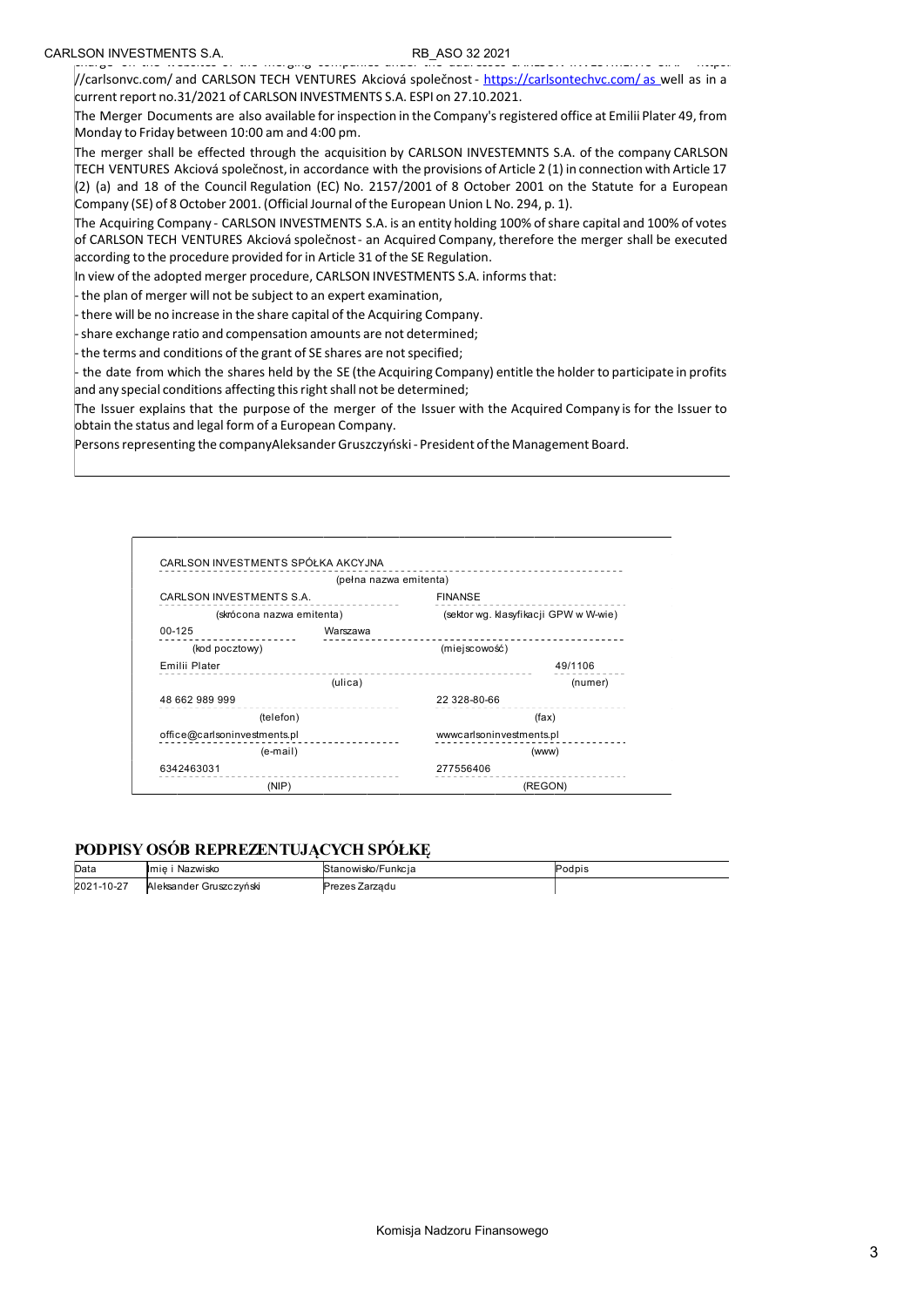charge on the websites of the merging companies under the addresses CARLSON INVESTMENTS S.A. - https://carlsonvc.com/ and CARLSON TECH VENTURES Akciová společnost - https://carlsontechvc.com/ as well as in a current report no.31/2021 of CARLSON INVESTMENTS S.A. ESPI on 27.10.2021.

The Merger Documents are also available for inspection in the Company's registered office at Emilii Plater 49, from Monday to Friday between 10:00 am and 4:00 pm.

The merger shall be effected through the acquisition by CARLSON INVESTEMNTS S.A. of the company CARLSON TECH VENTURES Akciová společnost, in accordance with the provisions of Article 2 (1) in connection with Article 17 (2) (a) and 18 of the Council Regulation (EC) No. 2157/2001 of 8 October 2001 on the Statute for a European Company (SE) of 8 October 2001. (Official Journal of the European Union L No. 294, p. 1).

The Acquiring Company - CARLSON INVESTMENTS S.A. is an entity holding 100% of share capital and 100% of votes of CARLSON TECH VENTURES Akciová společnost - an Acquired Company, therefore the merger shall be executed according to the procedure provided for in Article 31 of the SE Regulation.

In view of the adopted merger procedure, CARLSON INVESTMENTS S.A. informs that:

- the plan of merger will not be subject to an expert examination,
- there will be no increase in the share capital of the Acquiring Company.
- share exchange ratio and compensation amounts are not determined;
- the terms and conditions of the grant of SE shares are not specified;
- the date from which the shares held by the SE (the Acquiring Company) entitle the holder to participate in profits and any special conditions affecting this right shall not be determined;

The Issuer explains that the purpose of the merger of the Issuer with the Acquired Company is for the Issuer to obtain the status and legal form of a European Company.

Persons representing the companyAleksander Gruszczyński - President of the Management Board.

| | |
|---|---|
| CARLSON INVESTMENTS SPÓŁKA AKCYJNA | |
| (pełna nazwa emitenta) | |
| CARLSON INVESTMENTS S.A. | FINANSE |
| (skrócona nazwa emitenta) | (sektor wg. klasyfikacji GPW w W-wie) |
| 00-125 Warszawa | |
| (kod pocztowy) | (miejscowość) |
| Emilii Plater | 49/1106 |
| (ulica) | (numer) |
| 48 662 989 999 | 22 328-80-66 |
| (telefon) | (fax) |
| office@carlsoninvestments.pl | wwwcarlsoninvestments.pl |
| (e-mail) | (www) |
| 6342463031 | 277556406 |
| (NIP) | (REGON) |

## PODPISY OSÓB REPREZENTUJĄCYCH SPÓŁKĘ

| Data | Imię i Nazwisko | Stanowisko/Funkcja | Podpis |
|---|---|---|---|
| 2021-10-27 | Aleksander Gruszczyński | Prezes Zarządu | |